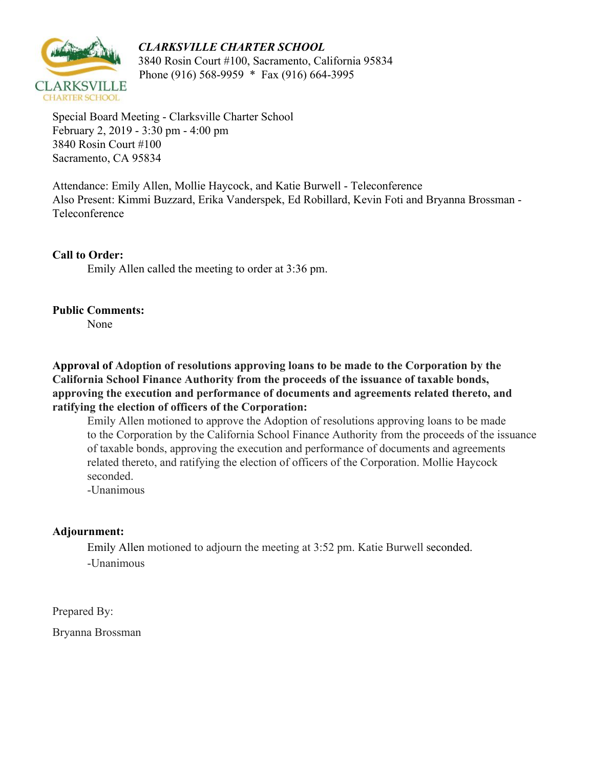***CLARKSVILLE CHARTER SCHOOL***
3840 Rosin Court #100, Sacramento, California 95834
Phone (916) 568-9959 * Fax (916) 664-3995

Special Board Meeting - Clarksville Charter School
February 2, 2019 - 3:30 pm - 4:00 pm
3840 Rosin Court #100
Sacramento, CA 95834

Attendance: Emily Allen, Mollie Haycock, and Katie Burwell - Teleconference
Also Present: Kimmi Buzzard, Erika Vanderspek, Ed Robillard, Kevin Foti and Bryanna Brossman - Teleconference

**Call to Order:**

Emily Allen called the meeting to order at 3:36 pm.

**Public Comments:**

None

**Approval of Adoption of resolutions approving loans to be made to the Corporation by the California School Finance Authority from the proceeds of the issuance of taxable bonds, approving the execution and performance of documents and agreements related thereto, and ratifying the election of officers of the Corporation:**

Emily Allen motioned to approve the Adoption of resolutions approving loans to be made to the Corporation by the California School Finance Authority from the proceeds of the issuance of taxable bonds, approving the execution and performance of documents and agreements related thereto, and ratifying the election of officers of the Corporation. Mollie Haycock seconded.
-Unanimous

**Adjournment:**

Emily Allen motioned to adjourn the meeting at 3:52 pm. Katie Burwell seconded.
-Unanimous

Prepared By:

Bryanna Brossman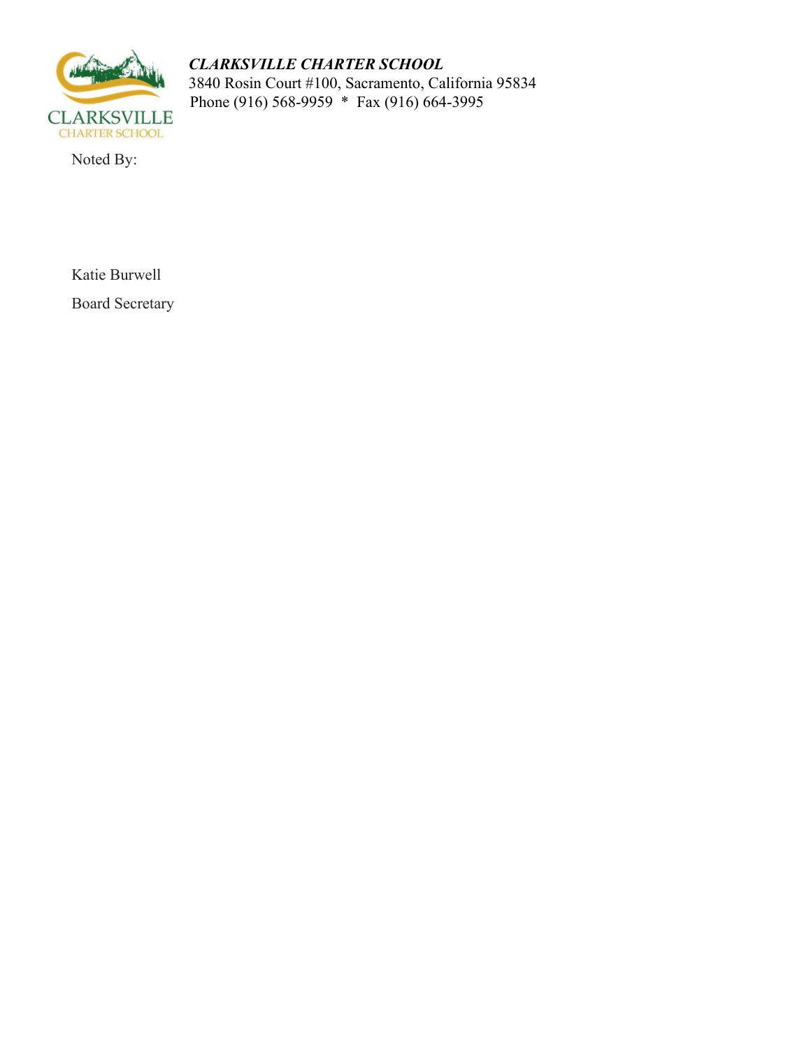*CLARKSVILLE CHARTER SCHOOL*
3840 Rosin Court #100, Sacramento, California 95834
Phone (916) 568-9959 * Fax (916) 664-3995

Noted By:

Katie Burwell

Board Secretary